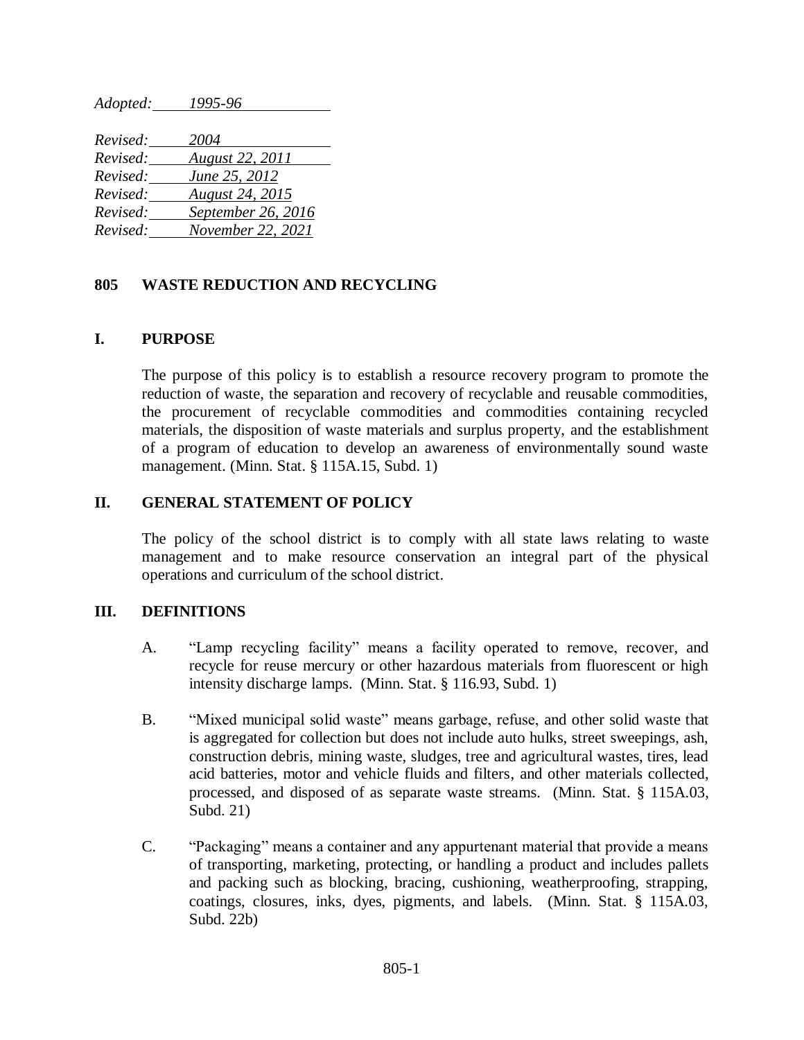*Adopted: 1995-96*

*Revised: 2004*
*Revised: August 22, 2011*
*Revised: June 25, 2012*
*Revised: August 24, 2015*
*Revised: September 26, 2016*
*Revised: November 22, 2021*

# 805 WASTE REDUCTION AND RECYCLING

## I. PURPOSE

The purpose of this policy is to establish a resource recovery program to promote the reduction of waste, the separation and recovery of recyclable and reusable commodities, the procurement of recyclable commodities and commodities containing recycled materials, the disposition of waste materials and surplus property, and the establishment of a program of education to develop an awareness of environmentally sound waste management. (Minn. Stat. § 115A.15, Subd. 1)

## II. GENERAL STATEMENT OF POLICY

The policy of the school district is to comply with all state laws relating to waste management and to make resource conservation an integral part of the physical operations and curriculum of the school district.

## III. DEFINITIONS

A. "Lamp recycling facility" means a facility operated to remove, recover, and recycle for reuse mercury or other hazardous materials from fluorescent or high intensity discharge lamps. (Minn. Stat. § 116.93, Subd. 1)

B. "Mixed municipal solid waste" means garbage, refuse, and other solid waste that is aggregated for collection but does not include auto hulks, street sweepings, ash, construction debris, mining waste, sludges, tree and agricultural wastes, tires, lead acid batteries, motor and vehicle fluids and filters, and other materials collected, processed, and disposed of as separate waste streams. (Minn. Stat. § 115A.03, Subd. 21)

C. "Packaging" means a container and any appurtenant material that provide a means of transporting, marketing, protecting, or handling a product and includes pallets and packing such as blocking, bracing, cushioning, weatherproofing, strapping, coatings, closures, inks, dyes, pigments, and labels. (Minn. Stat. § 115A.03, Subd. 22b)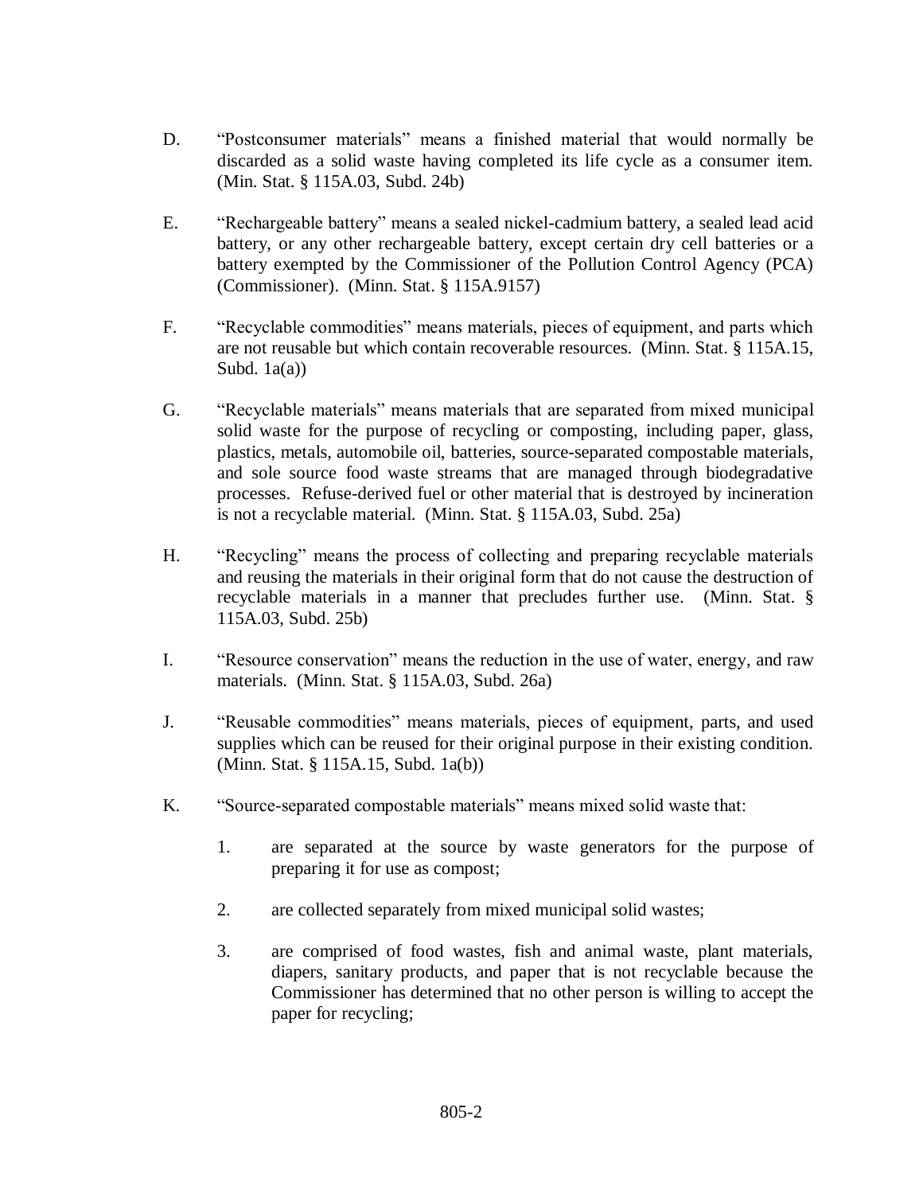D. "Postconsumer materials" means a finished material that would normally be discarded as a solid waste having completed its life cycle as a consumer item. (Min. Stat. § 115A.03, Subd. 24b)

E. "Rechargeable battery" means a sealed nickel-cadmium battery, a sealed lead acid battery, or any other rechargeable battery, except certain dry cell batteries or a battery exempted by the Commissioner of the Pollution Control Agency (PCA) (Commissioner). (Minn. Stat. § 115A.9157)

F. "Recyclable commodities" means materials, pieces of equipment, and parts which are not reusable but which contain recoverable resources. (Minn. Stat. § 115A.15, Subd. 1a(a))

G. "Recyclable materials" means materials that are separated from mixed municipal solid waste for the purpose of recycling or composting, including paper, glass, plastics, metals, automobile oil, batteries, source-separated compostable materials, and sole source food waste streams that are managed through biodegradative processes. Refuse-derived fuel or other material that is destroyed by incineration is not a recyclable material. (Minn. Stat. § 115A.03, Subd. 25a)

H. "Recycling" means the process of collecting and preparing recyclable materials and reusing the materials in their original form that do not cause the destruction of recyclable materials in a manner that precludes further use. (Minn. Stat. § 115A.03, Subd. 25b)

I. "Resource conservation" means the reduction in the use of water, energy, and raw materials. (Minn. Stat. § 115A.03, Subd. 26a)

J. "Reusable commodities" means materials, pieces of equipment, parts, and used supplies which can be reused for their original purpose in their existing condition. (Minn. Stat. § 115A.15, Subd. 1a(b))

K. "Source-separated compostable materials" means mixed solid waste that:

   1. are separated at the source by waste generators for the purpose of preparing it for use as compost;

   2. are collected separately from mixed municipal solid wastes;

   3. are comprised of food wastes, fish and animal waste, plant materials, diapers, sanitary products, and paper that is not recyclable because the Commissioner has determined that no other person is willing to accept the paper for recycling;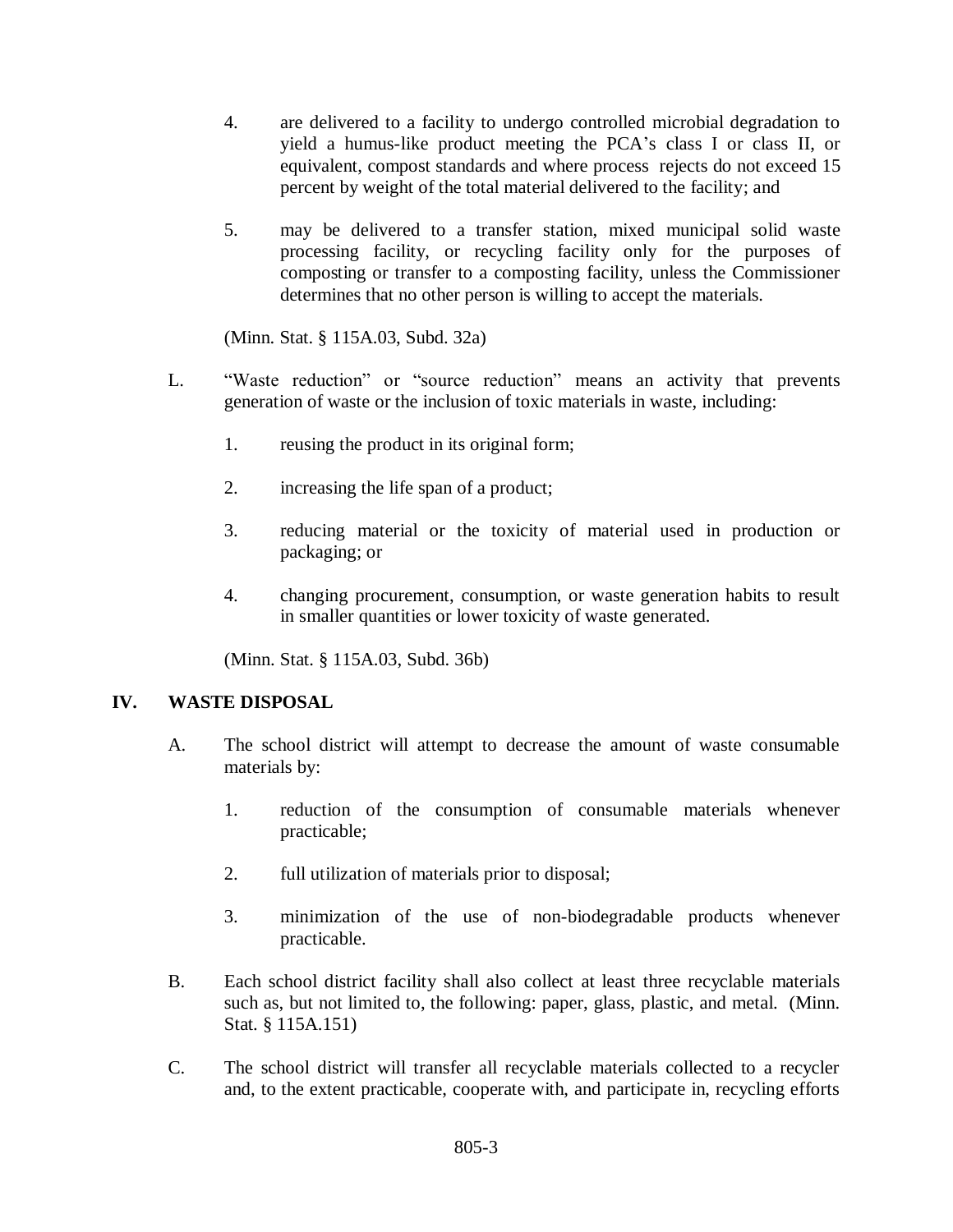4. are delivered to a facility to undergo controlled microbial degradation to yield a humus-like product meeting the PCA's class I or class II, or equivalent, compost standards and where process rejects do not exceed 15 percent by weight of the total material delivered to the facility; and

5. may be delivered to a transfer station, mixed municipal solid waste processing facility, or recycling facility only for the purposes of composting or transfer to a composting facility, unless the Commissioner determines that no other person is willing to accept the materials.

(Minn. Stat. § 115A.03, Subd. 32a)

L. "Waste reduction" or "source reduction" means an activity that prevents generation of waste or the inclusion of toxic materials in waste, including:

1. reusing the product in its original form;

2. increasing the life span of a product;

3. reducing material or the toxicity of material used in production or packaging; or

4. changing procurement, consumption, or waste generation habits to result in smaller quantities or lower toxicity of waste generated.

(Minn. Stat. § 115A.03, Subd. 36b)

## IV. WASTE DISPOSAL

A. The school district will attempt to decrease the amount of waste consumable materials by:

1. reduction of the consumption of consumable materials whenever practicable;

2. full utilization of materials prior to disposal;

3. minimization of the use of non-biodegradable products whenever practicable.

B. Each school district facility shall also collect at least three recyclable materials such as, but not limited to, the following: paper, glass, plastic, and metal. (Minn. Stat. § 115A.151)

C. The school district will transfer all recyclable materials collected to a recycler and, to the extent practicable, cooperate with, and participate in, recycling efforts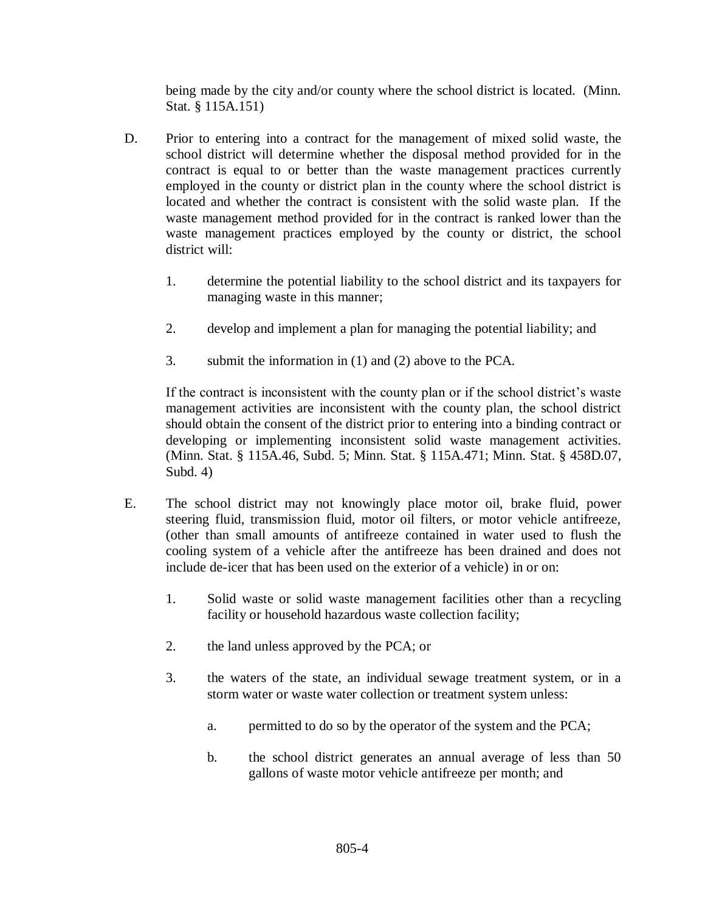being made by the city and/or county where the school district is located. (Minn. Stat. § 115A.151)

D. Prior to entering into a contract for the management of mixed solid waste, the school district will determine whether the disposal method provided for in the contract is equal to or better than the waste management practices currently employed in the county or district plan in the county where the school district is located and whether the contract is consistent with the solid waste plan. If the waste management method provided for in the contract is ranked lower than the waste management practices employed by the county or district, the school district will:

   1. determine the potential liability to the school district and its taxpayers for managing waste in this manner;

   2. develop and implement a plan for managing the potential liability; and

   3. submit the information in (1) and (2) above to the PCA.

   If the contract is inconsistent with the county plan or if the school district's waste management activities are inconsistent with the county plan, the school district should obtain the consent of the district prior to entering into a binding contract or developing or implementing inconsistent solid waste management activities. (Minn. Stat. § 115A.46, Subd. 5; Minn. Stat. § 115A.471; Minn. Stat. § 458D.07, Subd. 4)

E. The school district may not knowingly place motor oil, brake fluid, power steering fluid, transmission fluid, motor oil filters, or motor vehicle antifreeze, (other than small amounts of antifreeze contained in water used to flush the cooling system of a vehicle after the antifreeze has been drained and does not include de-icer that has been used on the exterior of a vehicle) in or on:

   1. Solid waste or solid waste management facilities other than a recycling facility or household hazardous waste collection facility;

   2. the land unless approved by the PCA; or

   3. the waters of the state, an individual sewage treatment system, or in a storm water or waste water collection or treatment system unless:

      a. permitted to do so by the operator of the system and the PCA;

      b. the school district generates an annual average of less than 50 gallons of waste motor vehicle antifreeze per month; and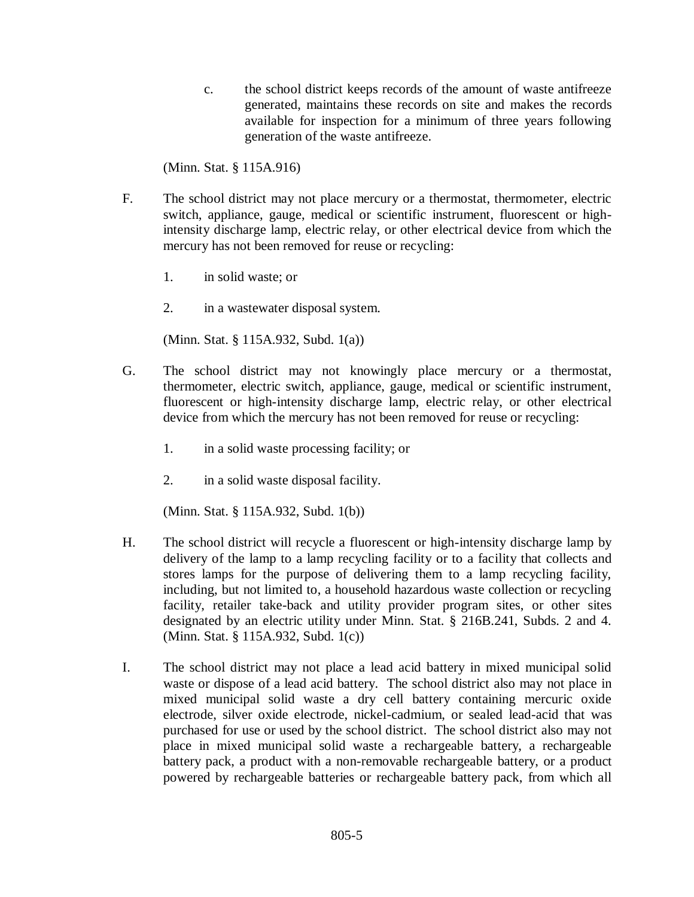c. the school district keeps records of the amount of waste antifreeze generated, maintains these records on site and makes the records available for inspection for a minimum of three years following generation of the waste antifreeze.

(Minn. Stat. § 115A.916)

F. The school district may not place mercury or a thermostat, thermometer, electric switch, appliance, gauge, medical or scientific instrument, fluorescent or high-intensity discharge lamp, electric relay, or other electrical device from which the mercury has not been removed for reuse or recycling:

1. in solid waste; or

2. in a wastewater disposal system.

(Minn. Stat. § 115A.932, Subd. 1(a))

G. The school district may not knowingly place mercury or a thermostat, thermometer, electric switch, appliance, gauge, medical or scientific instrument, fluorescent or high-intensity discharge lamp, electric relay, or other electrical device from which the mercury has not been removed for reuse or recycling:

1. in a solid waste processing facility; or

2. in a solid waste disposal facility.

(Minn. Stat. § 115A.932, Subd. 1(b))

H. The school district will recycle a fluorescent or high-intensity discharge lamp by delivery of the lamp to a lamp recycling facility or to a facility that collects and stores lamps for the purpose of delivering them to a lamp recycling facility, including, but not limited to, a household hazardous waste collection or recycling facility, retailer take-back and utility provider program sites, or other sites designated by an electric utility under Minn. Stat. § 216B.241, Subds. 2 and 4. (Minn. Stat. § 115A.932, Subd. 1(c))

I. The school district may not place a lead acid battery in mixed municipal solid waste or dispose of a lead acid battery. The school district also may not place in mixed municipal solid waste a dry cell battery containing mercuric oxide electrode, silver oxide electrode, nickel-cadmium, or sealed lead-acid that was purchased for use or used by the school district. The school district also may not place in mixed municipal solid waste a rechargeable battery, a rechargeable battery pack, a product with a non-removable rechargeable battery, or a product powered by rechargeable batteries or rechargeable battery pack, from which all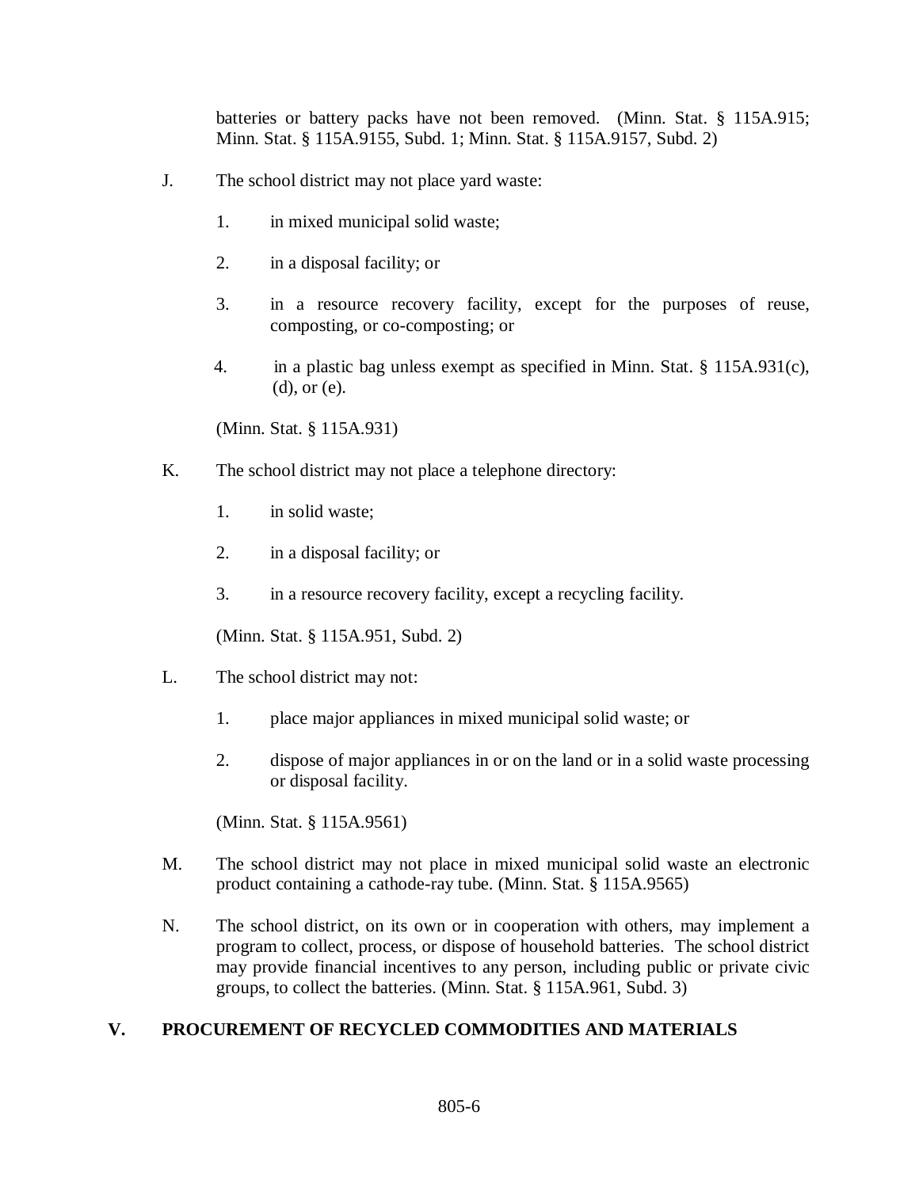batteries or battery packs have not been removed. (Minn. Stat. § 115A.915; Minn. Stat. § 115A.9155, Subd. 1; Minn. Stat. § 115A.9157, Subd. 2)

J. The school district may not place yard waste:

1. in mixed municipal solid waste;

2. in a disposal facility; or

3. in a resource recovery facility, except for the purposes of reuse, composting, or co-composting; or

4. in a plastic bag unless exempt as specified in Minn. Stat. § 115A.931(c), (d), or (e).

(Minn. Stat. § 115A.931)

K. The school district may not place a telephone directory:

1. in solid waste;

2. in a disposal facility; or

3. in a resource recovery facility, except a recycling facility.

(Minn. Stat. § 115A.951, Subd. 2)

L. The school district may not:

1. place major appliances in mixed municipal solid waste; or

2. dispose of major appliances in or on the land or in a solid waste processing or disposal facility.

(Minn. Stat. § 115A.9561)

M. The school district may not place in mixed municipal solid waste an electronic product containing a cathode-ray tube. (Minn. Stat. § 115A.9565)

N. The school district, on its own or in cooperation with others, may implement a program to collect, process, or dispose of household batteries. The school district may provide financial incentives to any person, including public or private civic groups, to collect the batteries. (Minn. Stat. § 115A.961, Subd. 3)

## V. PROCUREMENT OF RECYCLED COMMODITIES AND MATERIALS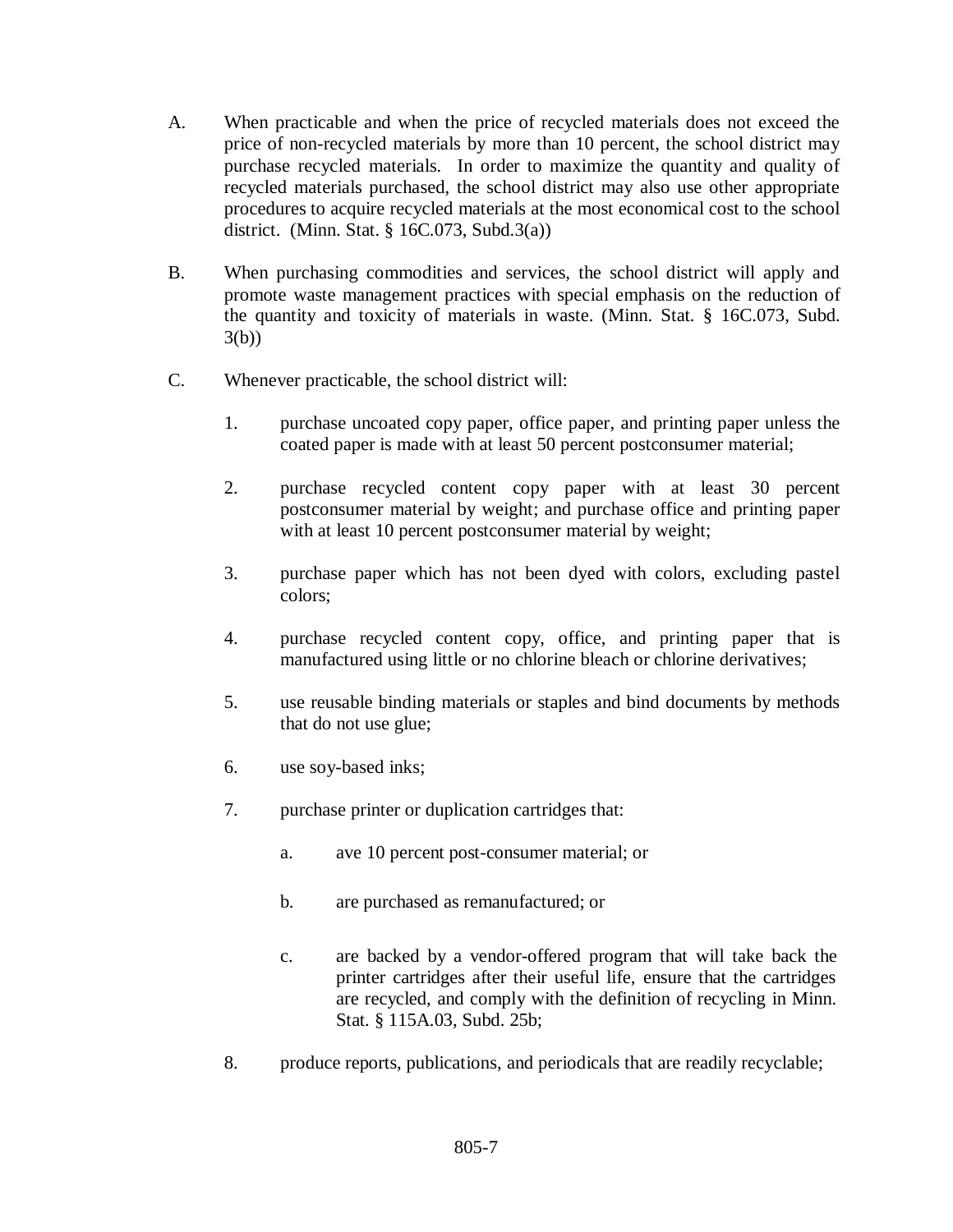A. When practicable and when the price of recycled materials does not exceed the price of non-recycled materials by more than 10 percent, the school district may purchase recycled materials. In order to maximize the quantity and quality of recycled materials purchased, the school district may also use other appropriate procedures to acquire recycled materials at the most economical cost to the school district. (Minn. Stat. § 16C.073, Subd.3(a))

B. When purchasing commodities and services, the school district will apply and promote waste management practices with special emphasis on the reduction of the quantity and toxicity of materials in waste. (Minn. Stat. § 16C.073, Subd. 3(b))

C. Whenever practicable, the school district will:

   1. purchase uncoated copy paper, office paper, and printing paper unless the coated paper is made with at least 50 percent postconsumer material;

   2. purchase recycled content copy paper with at least 30 percent postconsumer material by weight; and purchase office and printing paper with at least 10 percent postconsumer material by weight;

   3. purchase paper which has not been dyed with colors, excluding pastel colors;

   4. purchase recycled content copy, office, and printing paper that is manufactured using little or no chlorine bleach or chlorine derivatives;

   5. use reusable binding materials or staples and bind documents by methods that do not use glue;

   6. use soy-based inks;

   7. purchase printer or duplication cartridges that:

      a. ave 10 percent post-consumer material; or

      b. are purchased as remanufactured; or

      c. are backed by a vendor-offered program that will take back the printer cartridges after their useful life, ensure that the cartridges are recycled, and comply with the definition of recycling in Minn. Stat. § 115A.03, Subd. 25b;

   8. produce reports, publications, and periodicals that are readily recyclable;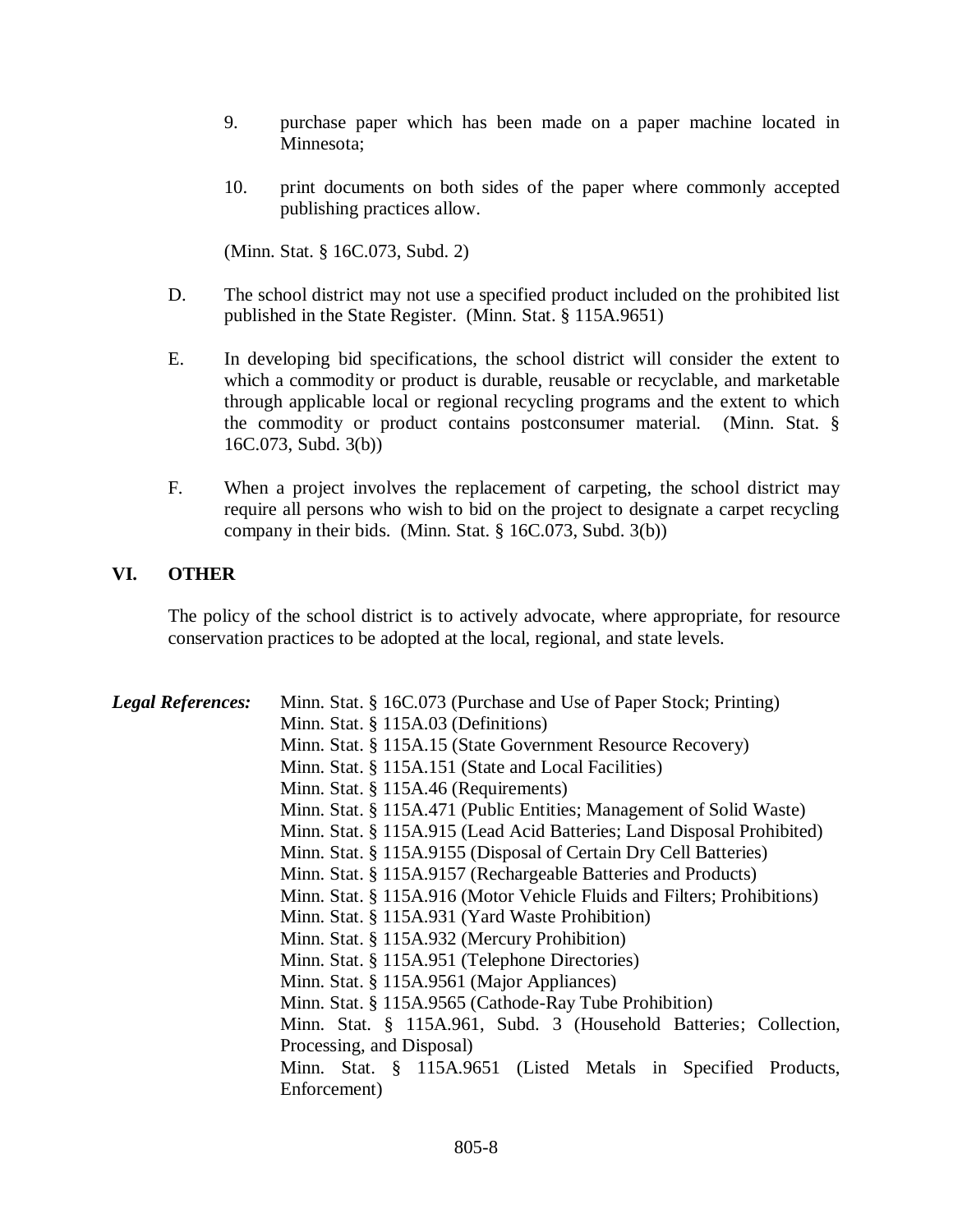9. purchase paper which has been made on a paper machine located in Minnesota;

10. print documents on both sides of the paper where commonly accepted publishing practices allow.

(Minn. Stat. § 16C.073, Subd. 2)

D. The school district may not use a specified product included on the prohibited list published in the State Register. (Minn. Stat. § 115A.9651)

E. In developing bid specifications, the school district will consider the extent to which a commodity or product is durable, reusable or recyclable, and marketable through applicable local or regional recycling programs and the extent to which the commodity or product contains postconsumer material. (Minn. Stat. § 16C.073, Subd. 3(b))

F. When a project involves the replacement of carpeting, the school district may require all persons who wish to bid on the project to designate a carpet recycling company in their bids. (Minn. Stat. § 16C.073, Subd. 3(b))

## VI. OTHER

The policy of the school district is to actively advocate, where appropriate, for resource conservation practices to be adopted at the local, regional, and state levels.

***Legal References:***

Minn. Stat. § 16C.073 (Purchase and Use of Paper Stock; Printing)
Minn. Stat. § 115A.03 (Definitions)
Minn. Stat. § 115A.15 (State Government Resource Recovery)
Minn. Stat. § 115A.151 (State and Local Facilities)
Minn. Stat. § 115A.46 (Requirements)
Minn. Stat. § 115A.471 (Public Entities; Management of Solid Waste)
Minn. Stat. § 115A.915 (Lead Acid Batteries; Land Disposal Prohibited)
Minn. Stat. § 115A.9155 (Disposal of Certain Dry Cell Batteries)
Minn. Stat. § 115A.9157 (Rechargeable Batteries and Products)
Minn. Stat. § 115A.916 (Motor Vehicle Fluids and Filters; Prohibitions)
Minn. Stat. § 115A.931 (Yard Waste Prohibition)
Minn. Stat. § 115A.932 (Mercury Prohibition)
Minn. Stat. § 115A.951 (Telephone Directories)
Minn. Stat. § 115A.9561 (Major Appliances)
Minn. Stat. § 115A.9565 (Cathode-Ray Tube Prohibition)
Minn. Stat. § 115A.961, Subd. 3 (Household Batteries; Collection, Processing, and Disposal)
Minn. Stat. § 115A.9651 (Listed Metals in Specified Products, Enforcement)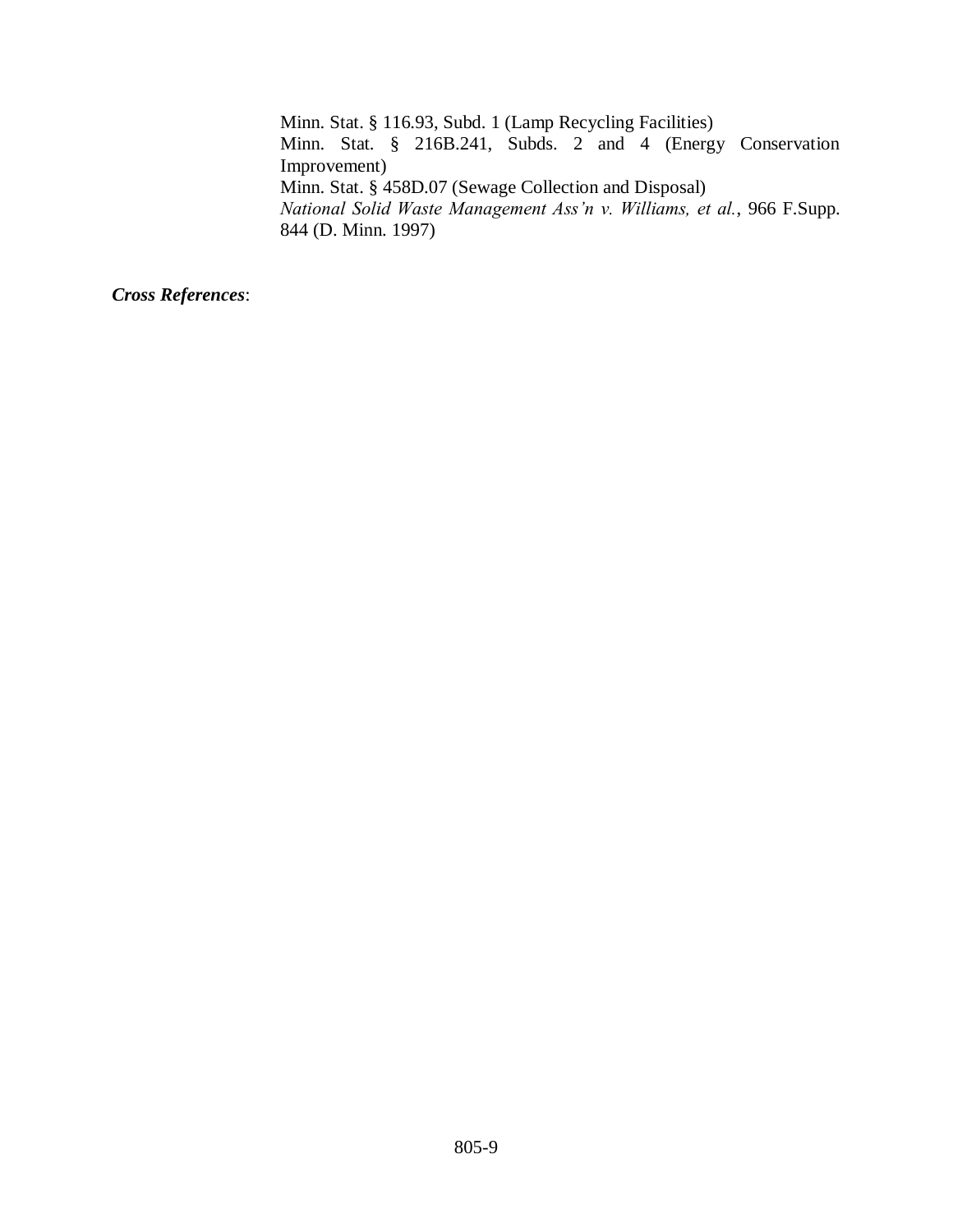Minn. Stat. § 116.93, Subd. 1 (Lamp Recycling Facilities)
Minn. Stat. § 216B.241, Subds. 2 and 4 (Energy Conservation Improvement)
Minn. Stat. § 458D.07 (Sewage Collection and Disposal)
*National Solid Waste Management Ass'n v. Williams, et al.*, 966 F.Supp. 844 (D. Minn. 1997)

***Cross References***: